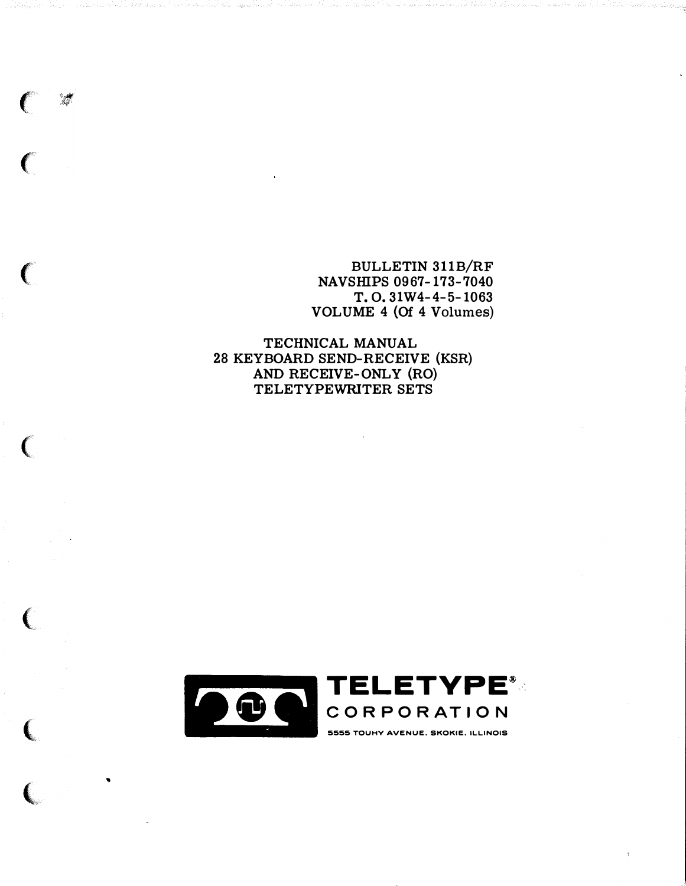BULLETIN 311B/RF
NAVSHIPS 0967-173-7040
T. O. 31W4-4-5-1063
VOLUME 4 (Of 4 Volumes)

# TECHNICAL MANUAL
# 28 KEYBOARD SEND-RECEIVE (KSR) AND RECEIVE-ONLY (RO) TELETYPEWRITER SETS

**TELETYPE® CORPORATION**

5555 TOUHY AVENUE. SKOKIE. ILLINOIS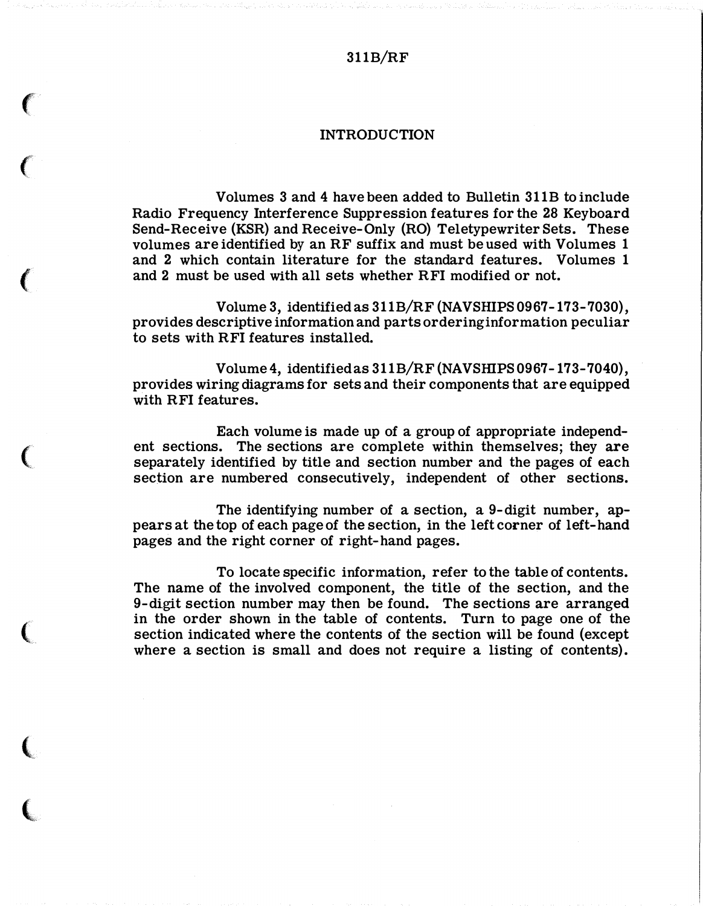# INTRODUCTION

Volumes 3 and 4 have been added to Bulletin 311B to include Radio Frequency Interference Suppression features for the 28 Keyboard Send-Receive (KSR) and Receive-Only (RO) Teletypewriter Sets. These volumes are identified by an RF suffix and must be used with Volumes 1 and 2 which contain literature for the standard features. Volumes 1 and 2 must be used with all sets whether RFI modified or not.

Volume 3, identified as 311B/RF (NAVSHIPS 0967-173-7030), provides descriptive information and parts ordering information peculiar to sets with RFI features installed.

Volume 4, identified as 311B/RF (NAVSHIPS 0967-173-7040), provides wiring diagrams for sets and their components that are equipped with RFI features.

Each volume is made up of a group of appropriate independent sections. The sections are complete within themselves; they are separately identified by title and section number and the pages of each section are numbered consecutively, independent of other sections.

The identifying number of a section, a 9-digit number, appears at the top of each page of the section, in the left corner of left-hand pages and the right corner of right-hand pages.

To locate specific information, refer to the table of contents. The name of the involved component, the title of the section, and the 9-digit section number may then be found. The sections are arranged in the order shown in the table of contents. Turn to page one of the section indicated where the contents of the section will be found (except where a section is small and does not require a listing of contents).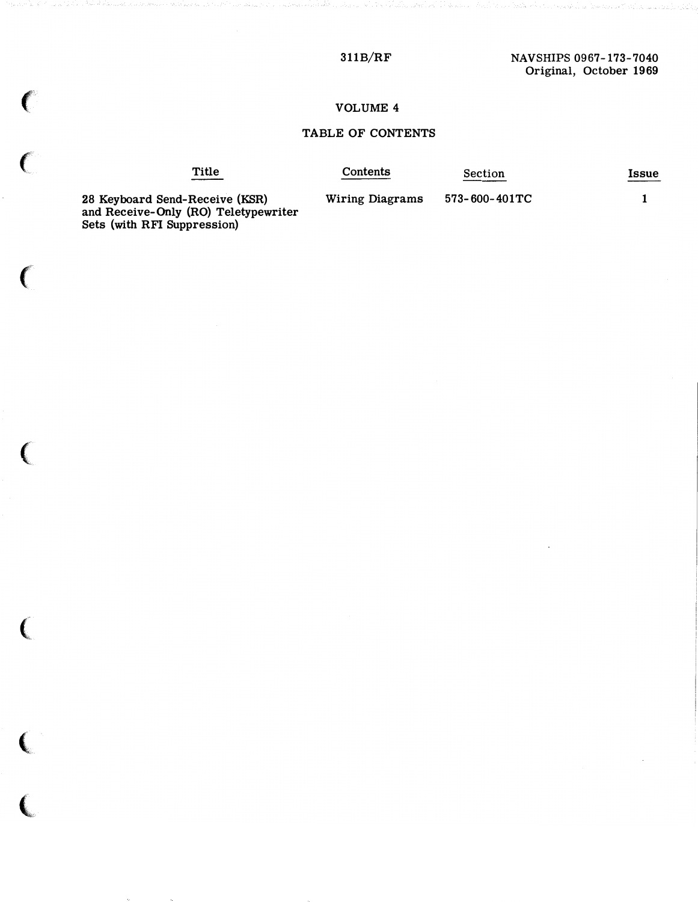# VOLUME 4

## TABLE OF CONTENTS

| Title | Contents | Section | Issue |
|---|---|---|---|
| 28 Keyboard Send-Receive (KSR) and Receive-Only (RO) Teletypewriter Sets (with RFI Suppression) | Wiring Diagrams | 573-600-401TC | 1 |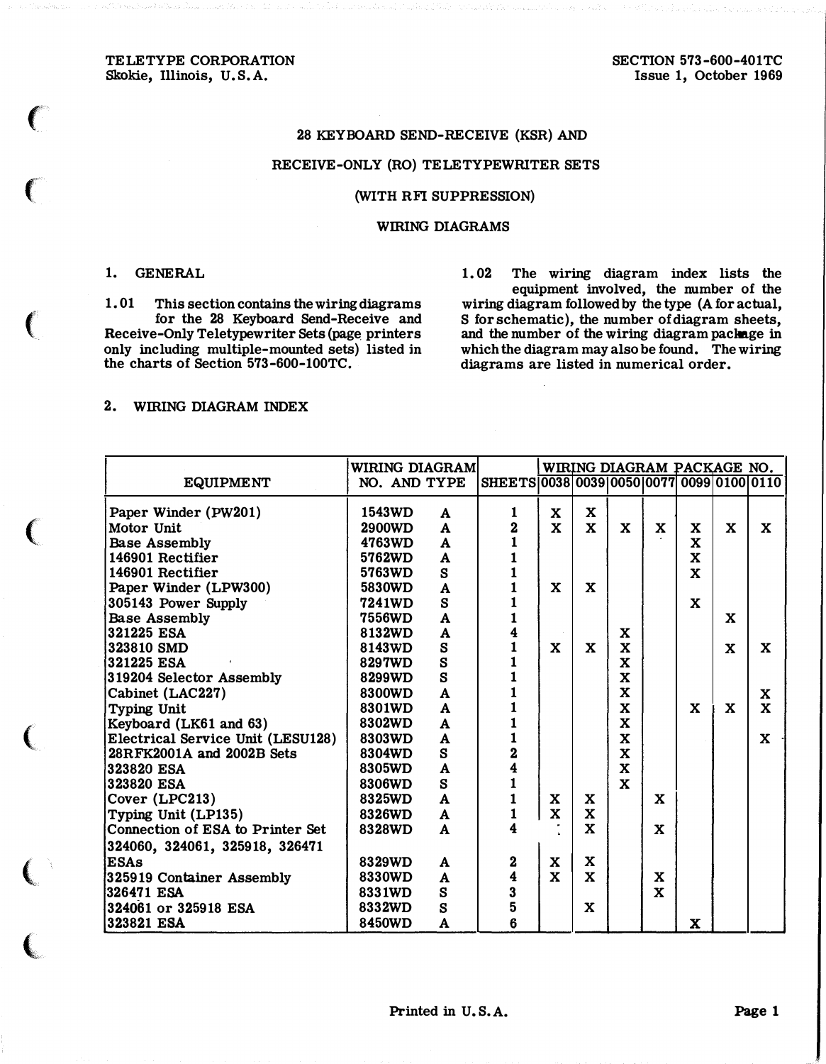TELETYPE CORPORATION
Skokie, Illinois, U.S.A.

SECTION 573-600-401TC
Issue 1, October 1969

# 28 KEYBOARD SEND-RECEIVE (KSR) AND RECEIVE-ONLY (RO) TELETYPEWRITER SETS (WITH RFI SUPPRESSION)

## WIRING DIAGRAMS

### 1. GENERAL

1.01 This section contains the wiring diagrams for the 28 Keyboard Send-Receive and Receive-Only Teletypewriter Sets (page printers only including multiple-mounted sets) listed in the charts of Section 573-600-100TC.

1.02 The wiring diagram index lists the equipment involved, the number of the wiring diagram followed by the type (A for actual, S for schematic), the number of diagram sheets, and the number of the wiring diagram package in which the diagram may also be found. The wiring diagrams are listed in numerical order.

### 2. WIRING DIAGRAM INDEX

| EQUIPMENT | WIRING DIAGRAM NO. AND TYPE | | SHEETS | WIRING DIAGRAM PACKAGE NO. | | | | | | |
|---|---|---|---|---|---|---|---|---|---|---|
| | | | | 0038 | 0039 | 0050 | 0077 | 0099 | 0100 | 0110 |
| Paper Winder (PW201) | 1543WD | A | 1 | X | X | | | | | |
| Motor Unit | 2900WD | A | 2 | X | X | X | X | X | X | X |
| Base Assembly | 4763WD | A | 1 | | | | | X | | |
| 146901 Rectifier | 5762WD | A | 1 | | | | | X | | |
| 146901 Rectifier | 5763WD | S | 1 | | | | | X | | |
| Paper Winder (LPW300) | 5830WD | A | 1 | X | X | | | | | |
| 305143 Power Supply | 7241WD | S | 1 | | | | | X | | |
| Base Assembly | 7556WD | A | 1 | | | | | | X | |
| 321225 ESA | 8132WD | A | 4 | | | X | | | | |
| 323810 SMD | 8143WD | S | 1 | X | X | X | | | X | X |
| 321225 ESA | 8297WD | S | 1 | | | X | | | | |
| 319204 Selector Assembly | 8299WD | S | 1 | | | X | | | | |
| Cabinet (LAC227) | 8300WD | A | 1 | | | X | | | | X |
| Typing Unit | 8301WD | A | 1 | | | X | | X | X | X |
| Keyboard (LK61 and 63) | 8302WD | A | 1 | | | X | | | | |
| Electrical Service Unit (LESU128) | 8303WD | A | 1 | | | X | | | | X |
| 28RFK2001A and 2002B Sets | 8304WD | S | 2 | | | X | | | | |
| 323820 ESA | 8305WD | A | 4 | | | X | | | | |
| 323820 ESA | 8306WD | S | 1 | | | X | | | | |
| Cover (LPC213) | 8325WD | A | 1 | X | X | | X | | | |
| Typing Unit (LP135) | 8326WD | A | 1 | X | X | | | | | |
| Connection of ESA to Printer Set | 8328WD | A | 4 | | X | | X | | | |
| 324060, 324061, 325918, 326471 ESAs | 8329WD | A | 2 | X | X | | | | | |
| 325919 Container Assembly | 8330WD | A | 4 | X | X | | X | | | |
| 326471 ESA | 8331WD | S | 3 | | | | X | | | |
| 324061 or 325918 ESA | 8332WD | S | 5 | | X | | | | | |
| 323821 ESA | 8450WD | A | 6 | | | | | X | | |

Printed in U.S.A.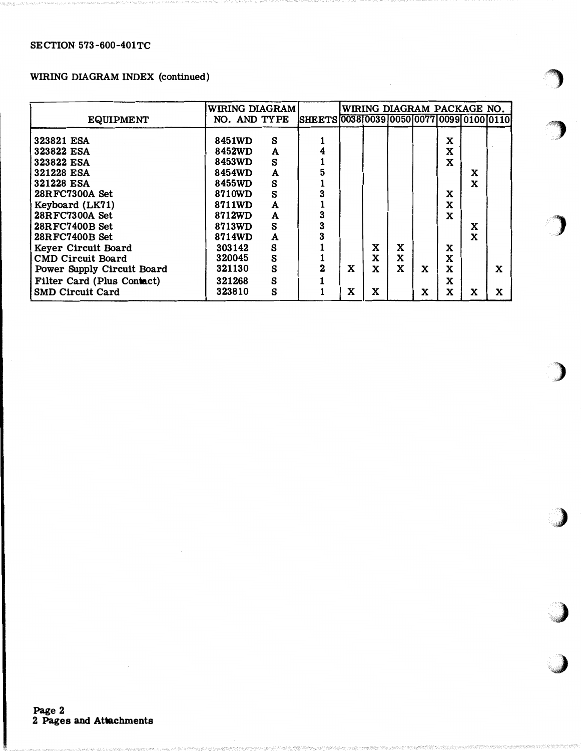WIRING DIAGRAM INDEX (continued)

| EQUIPMENT | WIRING DIAGRAM NO. AND TYPE | | SHEETS | WIRING DIAGRAM PACKAGE NO. | | | | | | |
|---|---|---|---|---|---|---|---|---|---|---|
| | | | | 0038 | 0039 | 0050 | 0077 | 0099 | 0100 | 0110 |
| 323821 ESA | 8451WD | S | 1 | | | | | X | | |
| 323822 ESA | 8452WD | A | 4 | | | | | X | | |
| 323822 ESA | 8453WD | S | 1 | | | | | X | | |
| 321228 ESA | 8454WD | A | 5 | | | | | | X | |
| 321228 ESA | 8455WD | S | 1 | | | | | | X | |
| 28RFC7300A Set | 8710WD | S | 3 | | | | | X | | |
| Keyboard (LK71) | 8711WD | A | 1 | | | | | X | | |
| 28RFC7300A Set | 8712WD | A | 3 | | | | | X | | |
| 28RFC7400B Set | 8713WD | S | 3 | | | | | | X | |
| 28RFC7400B Set | 8714WD | A | 3 | | | | | | X | |
| Keyer Circuit Board | 303142 | S | 1 | | X | X | | X | | |
| CMD Circuit Board | 320045 | S | 1 | | X | X | | X | | |
| Power Supply Circuit Board | 321130 | S | 2 | X | X | X | X | X | | X |
| Filter Card (Plus Contact) | 321268 | S | 1 | | | | | X | | |
| SMD Circuit Card | 323810 | S | 1 | X | X | | X | X | X | X |

2 Pages and Attachments